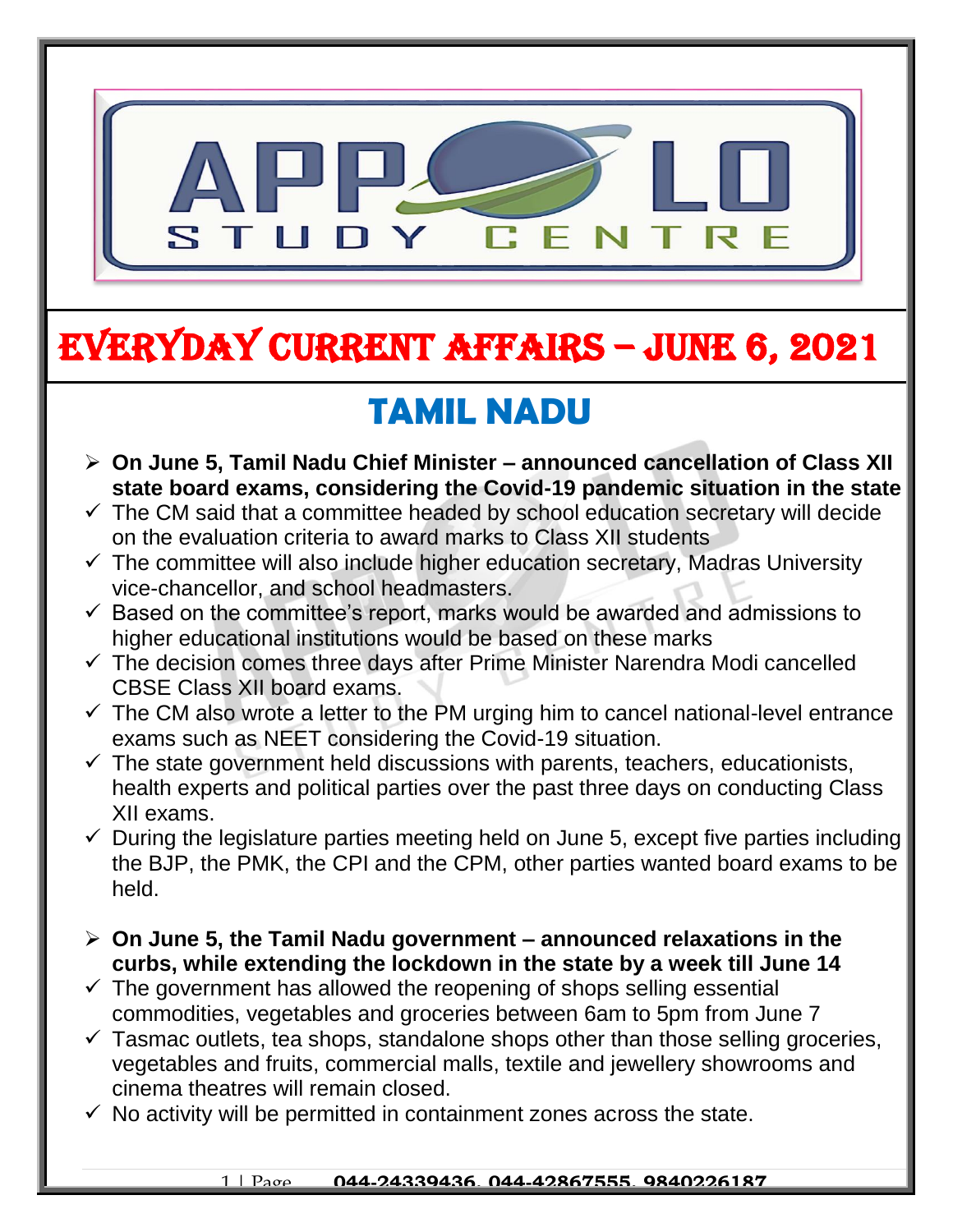# EVERYDAY CURRENT AFFAIRS – JUNE 6, 2021

## TAMIL NADU

- **On June 5, Tamil Nadu Chief Minister – announced cancellation of Class XII state board exams, considering the Covid-19 pandemic situation in the state**
  - ✓ The CM said that a committee headed by school education secretary will decide on the evaluation criteria to award marks to Class XII students
  - ✓ The committee will also include higher education secretary, Madras University vice-chancellor, and school headmasters.
  - ✓ Based on the committee's report, marks would be awarded and admissions to higher educational institutions would be based on these marks
  - ✓ The decision comes three days after Prime Minister Narendra Modi cancelled CBSE Class XII board exams.
  - ✓ The CM also wrote a letter to the PM urging him to cancel national-level entrance exams such as NEET considering the Covid-19 situation.
  - ✓ The state government held discussions with parents, teachers, educationists, health experts and political parties over the past three days on conducting Class XII exams.
  - ✓ During the legislature parties meeting held on June 5, except five parties including the BJP, the PMK, the CPI and the CPM, other parties wanted board exams to be held.

- **On June 5, the Tamil Nadu government – announced relaxations in the curbs, while extending the lockdown in the state by a week till June 14**
  - ✓ The government has allowed the reopening of shops selling essential commodities, vegetables and groceries between 6am to 5pm from June 7
  - ✓ Tasmac outlets, tea shops, standalone shops other than those selling groceries, vegetables and fruits, commercial malls, textile and jewellery showrooms and cinema theatres will remain closed.
  - ✓ No activity will be permitted in containment zones across the state.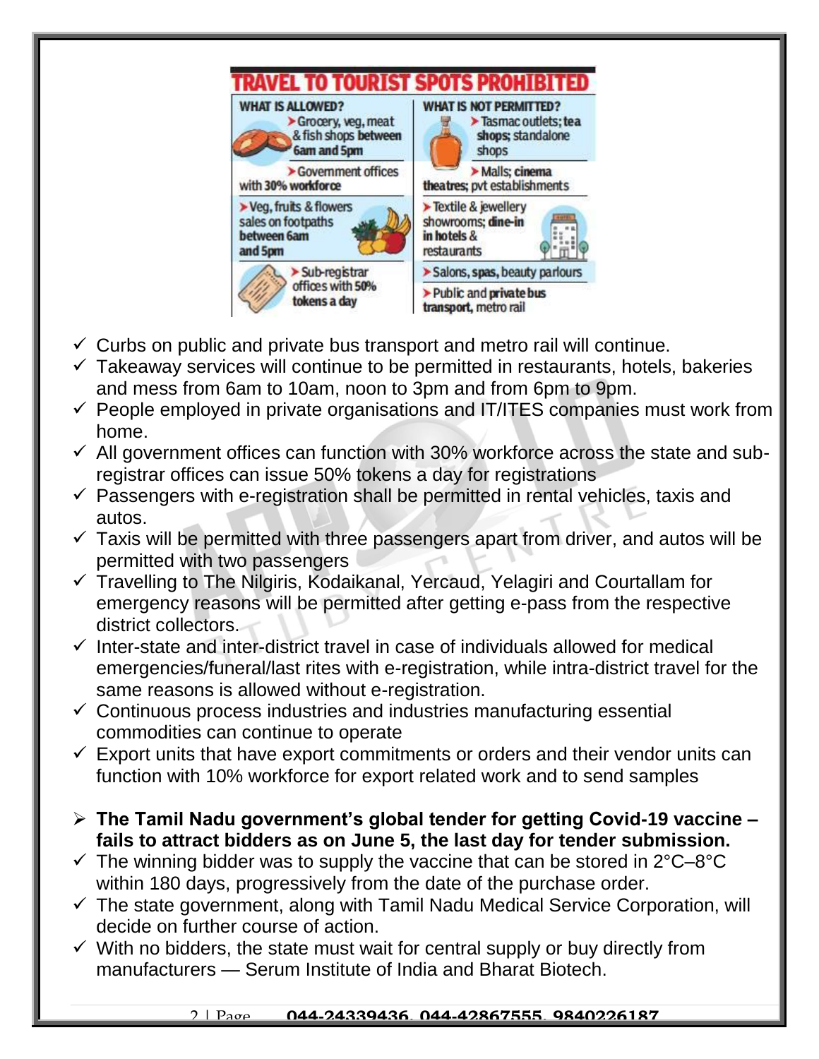## TRAVEL TO TOURIST SPOTS PROHIBITED

| WHAT IS ALLOWED? | WHAT IS NOT PERMITTED? |
| --- | --- |
| Grocery, veg, meat & fish shops between 6am and 5pm | Tasmac outlets; tea shops; standalone shops |
| Government offices with 30% workforce | Malls; cinema theatres; pvt establishments |
| Veg, fruits & flowers sales on footpaths between 6am and 5pm | Textile & jewellery showrooms; dine-in in hotels & restaurants |
| Sub-registrar offices with 50% tokens a day | Salons, spas, beauty parlours |
| | Public and private bus transport, metro rail |

- ✓ Curbs on public and private bus transport and metro rail will continue.
- ✓ Takeaway services will continue to be permitted in restaurants, hotels, bakeries and mess from 6am to 10am, noon to 3pm and from 6pm to 9pm.
- ✓ People employed in private organisations and IT/ITES companies must work from home.
- ✓ All government offices can function with 30% workforce across the state and sub-registrar offices can issue 50% tokens a day for registrations
- ✓ Passengers with e-registration shall be permitted in rental vehicles, taxis and autos.
- ✓ Taxis will be permitted with three passengers apart from driver, and autos will be permitted with two passengers
- ✓ Travelling to The Nilgiris, Kodaikanal, Yercaud, Yelagiri and Courtallam for emergency reasons will be permitted after getting e-pass from the respective district collectors.
- ✓ Inter-state and inter-district travel in case of individuals allowed for medical emergencies/funeral/last rites with e-registration, while intra-district travel for the same reasons is allowed without e-registration.
- ✓ Continuous process industries and industries manufacturing essential commodities can continue to operate
- ✓ Export units that have export commitments or orders and their vendor units can function with 10% workforce for export related work and to send samples

- **The Tamil Nadu government's global tender for getting Covid-19 vaccine – fails to attract bidders as on June 5, the last day for tender submission.**
- ✓ The winning bidder was to supply the vaccine that can be stored in 2°C–8°C within 180 days, progressively from the date of the purchase order.
- ✓ The state government, along with Tamil Nadu Medical Service Corporation, will decide on further course of action.
- ✓ With no bidders, the state must wait for central supply or buy directly from manufacturers — Serum Institute of India and Bharat Biotech.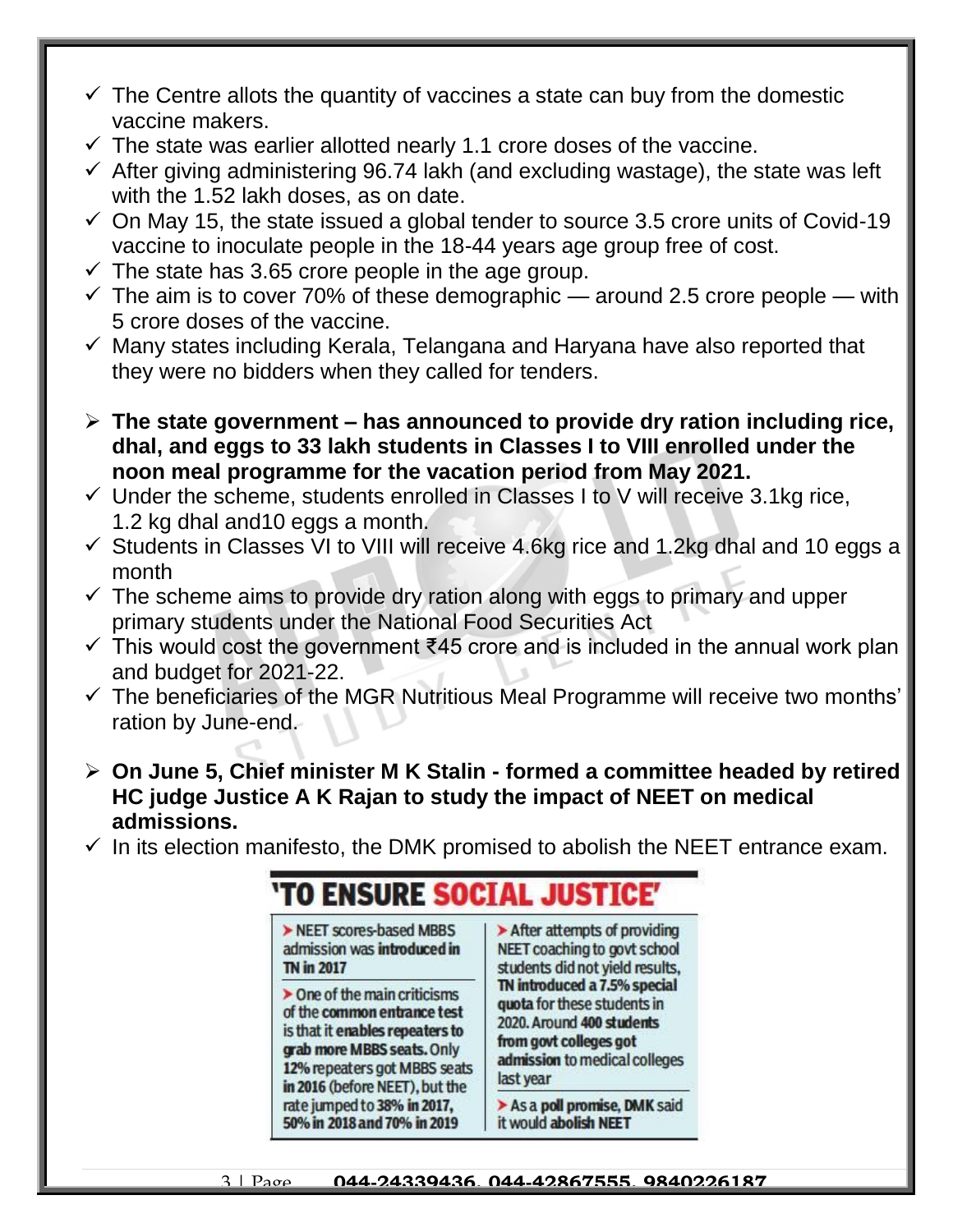- ✓ The Centre allots the quantity of vaccines a state can buy from the domestic vaccine makers.
- ✓ The state was earlier allotted nearly 1.1 crore doses of the vaccine.
- ✓ After giving administering 96.74 lakh (and excluding wastage), the state was left with the 1.52 lakh doses, as on date.
- ✓ On May 15, the state issued a global tender to source 3.5 crore units of Covid-19 vaccine to inoculate people in the 18-44 years age group free of cost.
- ✓ The state has 3.65 crore people in the age group.
- ✓ The aim is to cover 70% of these demographic — around 2.5 crore people — with 5 crore doses of the vaccine.
- ✓ Many states including Kerala, Telangana and Haryana have also reported that they were no bidders when they called for tenders.

➢ **The state government – has announced to provide dry ration including rice, dhal, and eggs to 33 lakh students in Classes I to VIII enrolled under the noon meal programme for the vacation period from May 2021.**

- ✓ Under the scheme, students enrolled in Classes I to V will receive 3.1kg rice, 1.2 kg dhal and10 eggs a month.
- ✓ Students in Classes VI to VIII will receive 4.6kg rice and 1.2kg dhal and 10 eggs a month
- ✓ The scheme aims to provide dry ration along with eggs to primary and upper primary students under the National Food Securities Act
- ✓ This would cost the government ₹45 crore and is included in the annual work plan and budget for 2021-22.
- ✓ The beneficiaries of the MGR Nutritious Meal Programme will receive two months' ration by June-end.

➢ **On June 5, Chief minister M K Stalin - formed a committee headed by retired HC judge Justice A K Rajan to study the impact of NEET on medical admissions.**

- ✓ In its election manifesto, the DMK promised to abolish the NEET entrance exam.

## 'TO ENSURE SOCIAL JUSTICE'

- NEET scores-based MBBS admission was **introduced in TN in 2017**
- One of the main criticisms of the **common entrance test** is that it **enables repeaters to grab more MBBS seats.** Only **12%** repeaters got MBBS seats **in 2016** (before NEET), but the rate jumped to **38% in 2017, 50% in 2018 and 70% in 2019**
- After attempts of providing NEET coaching to govt school students did not yield results, **TN introduced a 7.5% special quota** for these students in 2020. Around **400 students from govt colleges got admission** to medical colleges last year
- As a **poll promise, DMK** said it would **abolish NEET**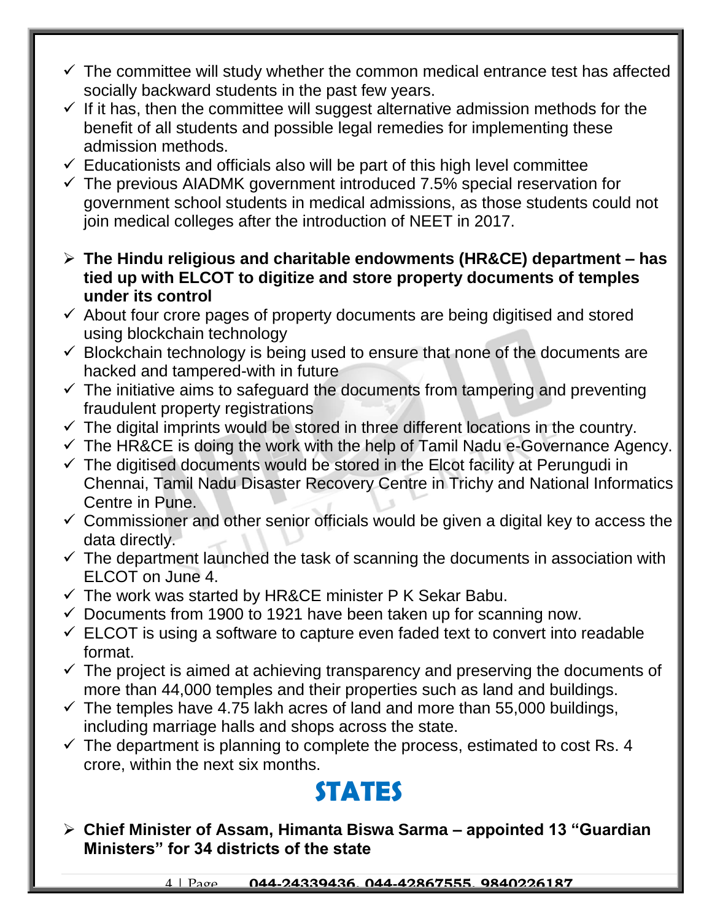- ✓ The committee will study whether the common medical entrance test has affected socially backward students in the past few years.
- ✓ If it has, then the committee will suggest alternative admission methods for the benefit of all students and possible legal remedies for implementing these admission methods.
- ✓ Educationists and officials also will be part of this high level committee
- ✓ The previous AIADMK government introduced 7.5% special reservation for government school students in medical admissions, as those students could not join medical colleges after the introduction of NEET in 2017.

- **The Hindu religious and charitable endowments (HR&CE) department – has tied up with ELCOT to digitize and store property documents of temples under its control**
- ✓ About four crore pages of property documents are being digitised and stored using blockchain technology
- ✓ Blockchain technology is being used to ensure that none of the documents are hacked and tampered-with in future
- ✓ The initiative aims to safeguard the documents from tampering and preventing fraudulent property registrations
- ✓ The digital imprints would be stored in three different locations in the country.
- ✓ The HR&CE is doing the work with the help of Tamil Nadu e-Governance Agency.
- ✓ The digitised documents would be stored in the Elcot facility at Perungudi in Chennai, Tamil Nadu Disaster Recovery Centre in Trichy and National Informatics Centre in Pune.
- ✓ Commissioner and other senior officials would be given a digital key to access the data directly.
- ✓ The department launched the task of scanning the documents in association with ELCOT on June 4.
- ✓ The work was started by HR&CE minister P K Sekar Babu.
- ✓ Documents from 1900 to 1921 have been taken up for scanning now.
- ✓ ELCOT is using a software to capture even faded text to convert into readable format.
- ✓ The project is aimed at achieving transparency and preserving the documents of more than 44,000 temples and their properties such as land and buildings.
- ✓ The temples have 4.75 lakh acres of land and more than 55,000 buildings, including marriage halls and shops across the state.
- ✓ The department is planning to complete the process, estimated to cost Rs. 4 crore, within the next six months.

# STATES

- **Chief Minister of Assam, Himanta Biswa Sarma – appointed 13 "Guardian Ministers" for 34 districts of the state**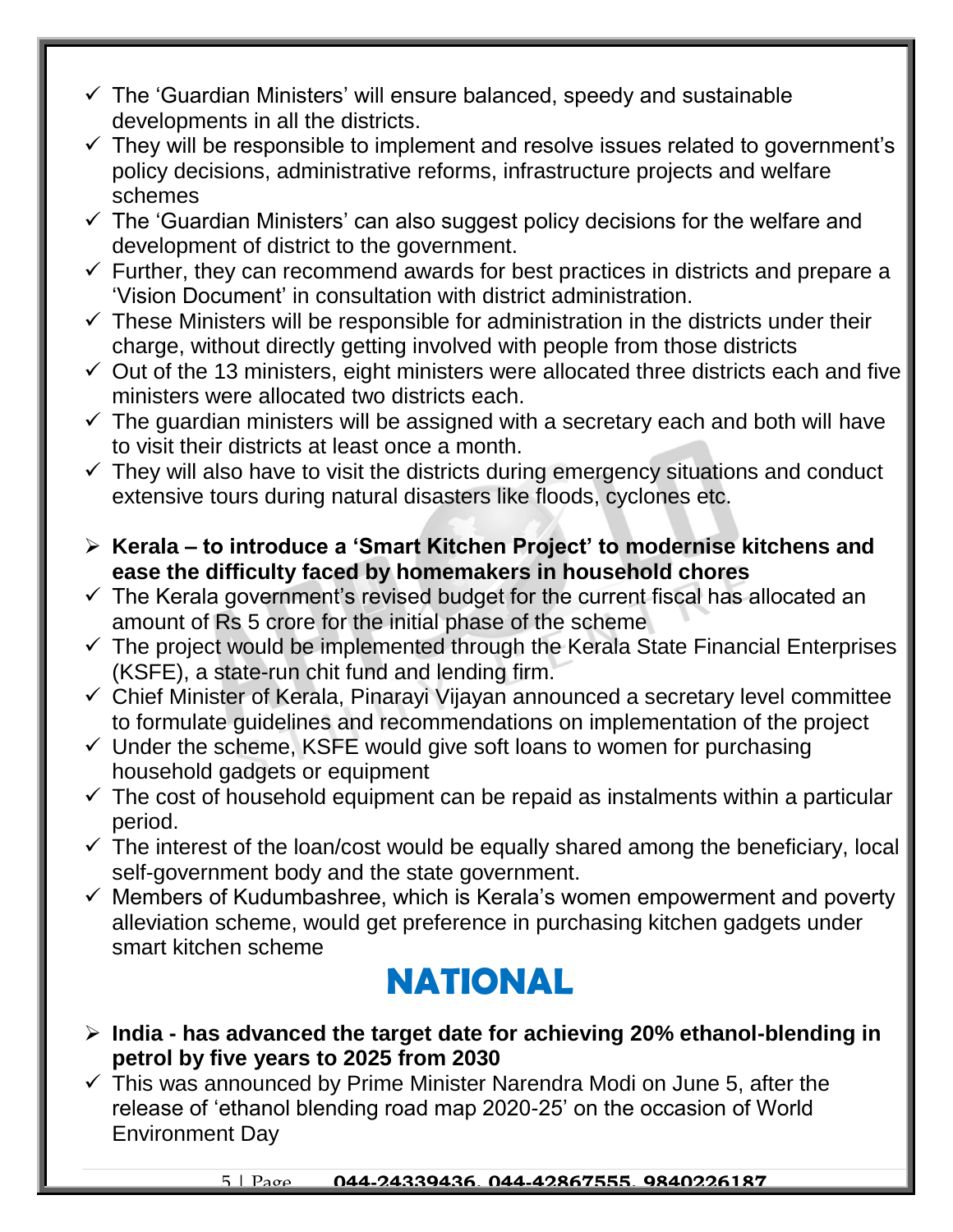- ✓ The 'Guardian Ministers' will ensure balanced, speedy and sustainable developments in all the districts.
- ✓ They will be responsible to implement and resolve issues related to government's policy decisions, administrative reforms, infrastructure projects and welfare schemes
- ✓ The 'Guardian Ministers' can also suggest policy decisions for the welfare and development of district to the government.
- ✓ Further, they can recommend awards for best practices in districts and prepare a 'Vision Document' in consultation with district administration.
- ✓ These Ministers will be responsible for administration in the districts under their charge, without directly getting involved with people from those districts
- ✓ Out of the 13 ministers, eight ministers were allocated three districts each and five ministers were allocated two districts each.
- ✓ The guardian ministers will be assigned with a secretary each and both will have to visit their districts at least once a month.
- ✓ They will also have to visit the districts during emergency situations and conduct extensive tours during natural disasters like floods, cyclones etc.

- ➢ **Kerala – to introduce a 'Smart Kitchen Project' to modernise kitchens and ease the difficulty faced by homemakers in household chores**
- ✓ The Kerala government's revised budget for the current fiscal has allocated an amount of Rs 5 crore for the initial phase of the scheme
- ✓ The project would be implemented through the Kerala State Financial Enterprises (KSFE), a state-run chit fund and lending firm.
- ✓ Chief Minister of Kerala, Pinarayi Vijayan announced a secretary level committee to formulate guidelines and recommendations on implementation of the project
- ✓ Under the scheme, KSFE would give soft loans to women for purchasing household gadgets or equipment
- ✓ The cost of household equipment can be repaid as instalments within a particular period.
- ✓ The interest of the loan/cost would be equally shared among the beneficiary, local self-government body and the state government.
- ✓ Members of Kudumbashree, which is Kerala's women empowerment and poverty alleviation scheme, would get preference in purchasing kitchen gadgets under smart kitchen scheme

# NATIONAL

- ➢ **India - has advanced the target date for achieving 20% ethanol-blending in petrol by five years to 2025 from 2030**
- ✓ This was announced by Prime Minister Narendra Modi on June 5, after the release of 'ethanol blending road map 2020-25' on the occasion of World Environment Day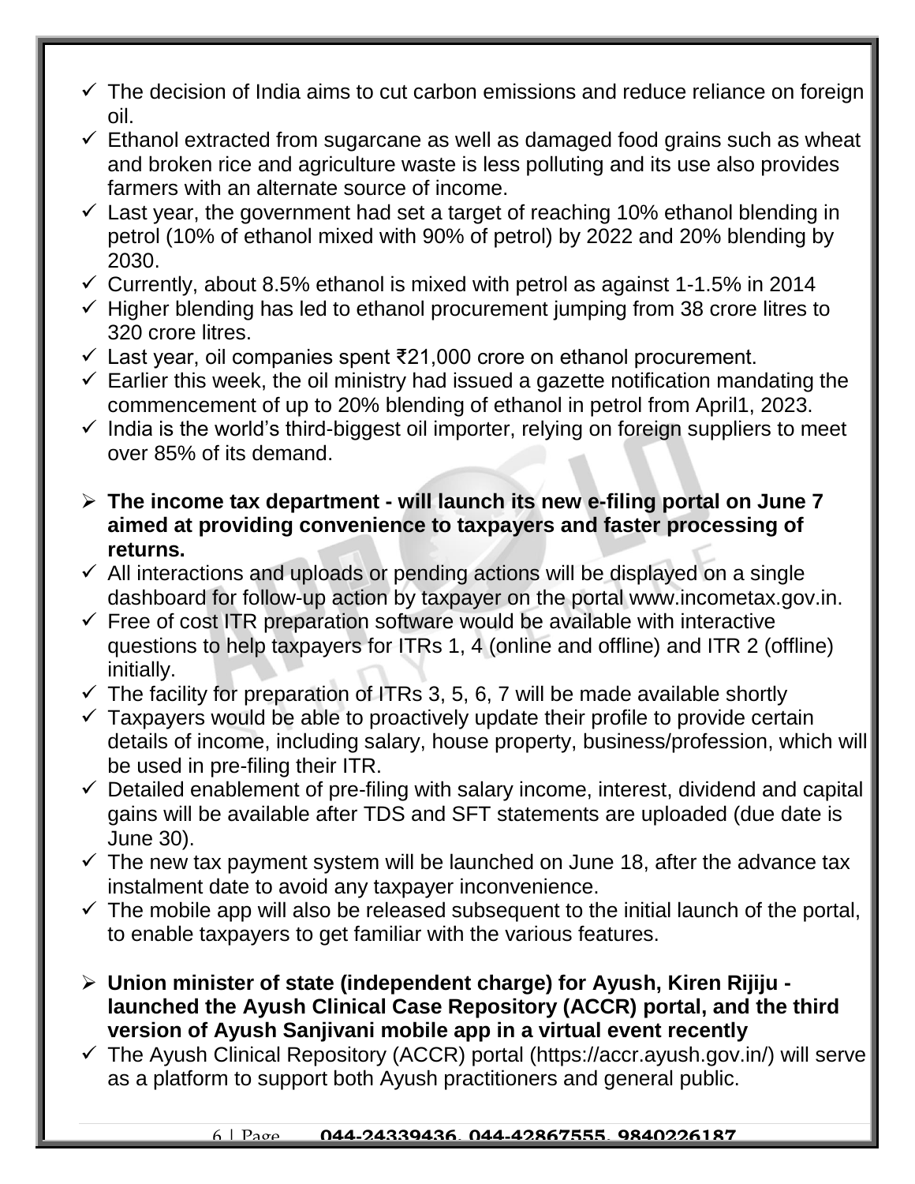- ✓ The decision of India aims to cut carbon emissions and reduce reliance on foreign oil.
- ✓ Ethanol extracted from sugarcane as well as damaged food grains such as wheat and broken rice and agriculture waste is less polluting and its use also provides farmers with an alternate source of income.
- ✓ Last year, the government had set a target of reaching 10% ethanol blending in petrol (10% of ethanol mixed with 90% of petrol) by 2022 and 20% blending by 2030.
- ✓ Currently, about 8.5% ethanol is mixed with petrol as against 1-1.5% in 2014
- ✓ Higher blending has led to ethanol procurement jumping from 38 crore litres to 320 crore litres.
- ✓ Last year, oil companies spent ₹21,000 crore on ethanol procurement.
- ✓ Earlier this week, the oil ministry had issued a gazette notification mandating the commencement of up to 20% blending of ethanol in petrol from April1, 2023.
- ✓ India is the world's third-biggest oil importer, relying on foreign suppliers to meet over 85% of its demand.

- ➢ **The income tax department - will launch its new e-filing portal on June 7 aimed at providing convenience to taxpayers and faster processing of returns.**
- ✓ All interactions and uploads or pending actions will be displayed on a single dashboard for follow-up action by taxpayer on the portal www.incometax.gov.in.
- ✓ Free of cost ITR preparation software would be available with interactive questions to help taxpayers for ITRs 1, 4 (online and offline) and ITR 2 (offline) initially.
- ✓ The facility for preparation of ITRs 3, 5, 6, 7 will be made available shortly
- ✓ Taxpayers would be able to proactively update their profile to provide certain details of income, including salary, house property, business/profession, which will be used in pre-filing their ITR.
- ✓ Detailed enablement of pre-filing with salary income, interest, dividend and capital gains will be available after TDS and SFT statements are uploaded (due date is June 30).
- ✓ The new tax payment system will be launched on June 18, after the advance tax instalment date to avoid any taxpayer inconvenience.
- ✓ The mobile app will also be released subsequent to the initial launch of the portal, to enable taxpayers to get familiar with the various features.

- ➢ **Union minister of state (independent charge) for Ayush, Kiren Rijiju - launched the Ayush Clinical Case Repository (ACCR) portal, and the third version of Ayush Sanjivani mobile app in a virtual event recently**
- ✓ The Ayush Clinical Repository (ACCR) portal (https://accr.ayush.gov.in/) will serve as a platform to support both Ayush practitioners and general public.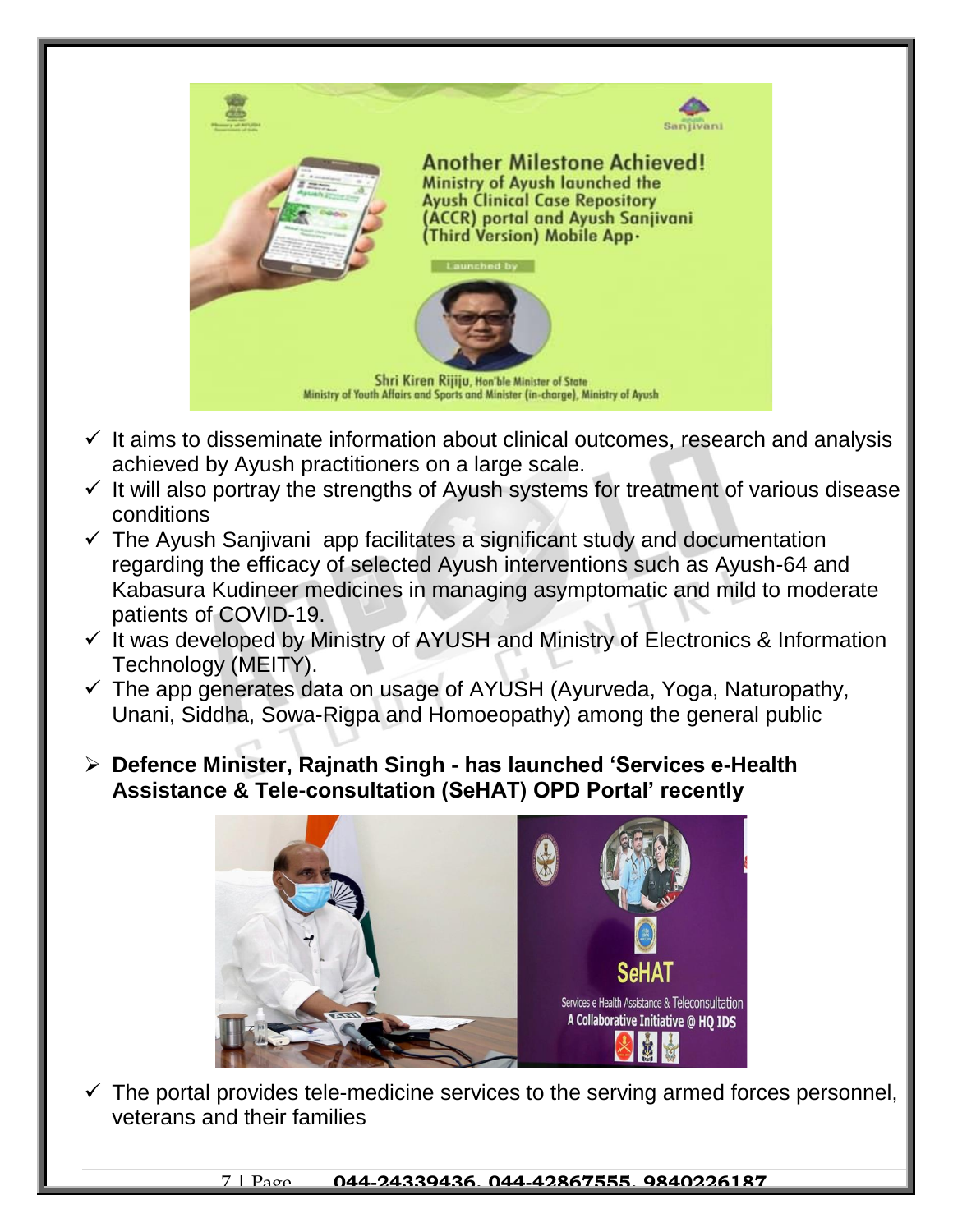- ✓ It aims to disseminate information about clinical outcomes, research and analysis achieved by Ayush practitioners on a large scale.
- ✓ It will also portray the strengths of Ayush systems for treatment of various disease conditions
- ✓ The Ayush Sanjivani app facilitates a significant study and documentation regarding the efficacy of selected Ayush interventions such as Ayush-64 and Kabasura Kudineer medicines in managing asymptomatic and mild to moderate patients of COVID-19.
- ✓ It was developed by Ministry of AYUSH and Ministry of Electronics & Information Technology (MEITY).
- ✓ The app generates data on usage of AYUSH (Ayurveda, Yoga, Naturopathy, Unani, Siddha, Sowa-Rigpa and Homoeopathy) among the general public

- **Defence Minister, Rajnath Singh - has launched 'Services e-Health Assistance & Tele-consultation (SeHAT) OPD Portal' recently**

- ✓ The portal provides tele-medicine services to the serving armed forces personnel, veterans and their families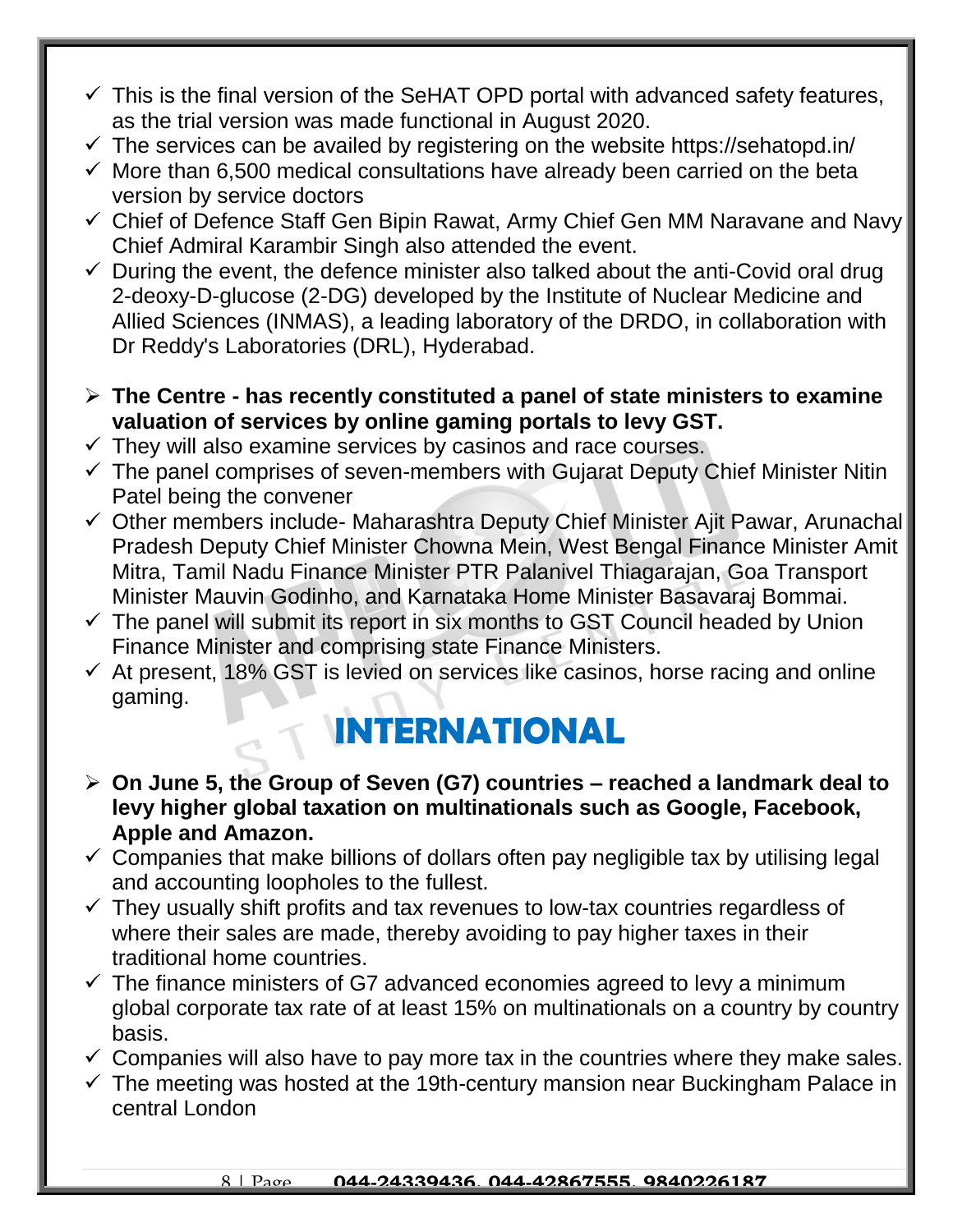- ✓ This is the final version of the SeHAT OPD portal with advanced safety features, as the trial version was made functional in August 2020.
- ✓ The services can be availed by registering on the website https://sehatopd.in/
- ✓ More than 6,500 medical consultations have already been carried on the beta version by service doctors
- ✓ Chief of Defence Staff Gen Bipin Rawat, Army Chief Gen MM Naravane and Navy Chief Admiral Karambir Singh also attended the event.
- ✓ During the event, the defence minister also talked about the anti-Covid oral drug 2-deoxy-D-glucose (2-DG) developed by the Institute of Nuclear Medicine and Allied Sciences (INMAS), a leading laboratory of the DRDO, in collaboration with Dr Reddy's Laboratories (DRL), Hyderabad.

- ➢ **The Centre - has recently constituted a panel of state ministers to examine valuation of services by online gaming portals to levy GST.**
- ✓ They will also examine services by casinos and race courses.
- ✓ The panel comprises of seven-members with Gujarat Deputy Chief Minister Nitin Patel being the convener
- ✓ Other members include- Maharashtra Deputy Chief Minister Ajit Pawar, Arunachal Pradesh Deputy Chief Minister Chowna Mein, West Bengal Finance Minister Amit Mitra, Tamil Nadu Finance Minister PTR Palanivel Thiagarajan, Goa Transport Minister Mauvin Godinho, and Karnataka Home Minister Basavaraj Bommai.
- ✓ The panel will submit its report in six months to GST Council headed by Union Finance Minister and comprising state Finance Ministers.
- ✓ At present, 18% GST is levied on services like casinos, horse racing and online gaming.

# INTERNATIONAL

- ➢ **On June 5, the Group of Seven (G7) countries – reached a landmark deal to levy higher global taxation on multinationals such as Google, Facebook, Apple and Amazon.**
- ✓ Companies that make billions of dollars often pay negligible tax by utilising legal and accounting loopholes to the fullest.
- ✓ They usually shift profits and tax revenues to low-tax countries regardless of where their sales are made, thereby avoiding to pay higher taxes in their traditional home countries.
- ✓ The finance ministers of G7 advanced economies agreed to levy a minimum global corporate tax rate of at least 15% on multinationals on a country by country basis.
- ✓ Companies will also have to pay more tax in the countries where they make sales.
- ✓ The meeting was hosted at the 19th-century mansion near Buckingham Palace in central London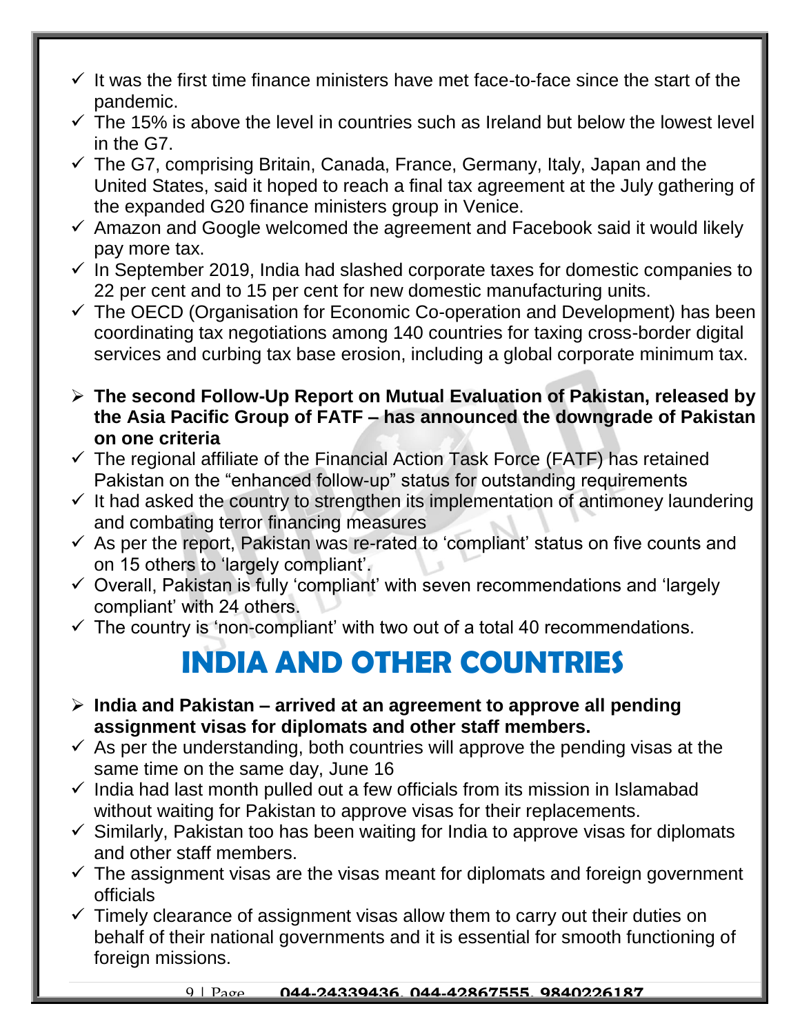- ✓ It was the first time finance ministers have met face-to-face since the start of the pandemic.
- ✓ The 15% is above the level in countries such as Ireland but below the lowest level in the G7.
- ✓ The G7, comprising Britain, Canada, France, Germany, Italy, Japan and the United States, said it hoped to reach a final tax agreement at the July gathering of the expanded G20 finance ministers group in Venice.
- ✓ Amazon and Google welcomed the agreement and Facebook said it would likely pay more tax.
- ✓ In September 2019, India had slashed corporate taxes for domestic companies to 22 per cent and to 15 per cent for new domestic manufacturing units.
- ✓ The OECD (Organisation for Economic Co-operation and Development) has been coordinating tax negotiations among 140 countries for taxing cross-border digital services and curbing tax base erosion, including a global corporate minimum tax.

- ➢ **The second Follow-Up Report on Mutual Evaluation of Pakistan, released by the Asia Pacific Group of FATF – has announced the downgrade of Pakistan on one criteria**
- ✓ The regional affiliate of the Financial Action Task Force (FATF) has retained Pakistan on the "enhanced follow-up" status for outstanding requirements
- ✓ It had asked the country to strengthen its implementation of antimoney laundering and combating terror financing measures
- ✓ As per the report, Pakistan was re-rated to 'compliant' status on five counts and on 15 others to 'largely compliant'.
- ✓ Overall, Pakistan is fully 'compliant' with seven recommendations and 'largely compliant' with 24 others.
- ✓ The country is 'non-compliant' with two out of a total 40 recommendations.

# INDIA AND OTHER COUNTRIES

- ➢ **India and Pakistan – arrived at an agreement to approve all pending assignment visas for diplomats and other staff members.**
- ✓ As per the understanding, both countries will approve the pending visas at the same time on the same day, June 16
- ✓ India had last month pulled out a few officials from its mission in Islamabad without waiting for Pakistan to approve visas for their replacements.
- ✓ Similarly, Pakistan too has been waiting for India to approve visas for diplomats and other staff members.
- ✓ The assignment visas are the visas meant for diplomats and foreign government officials
- ✓ Timely clearance of assignment visas allow them to carry out their duties on behalf of their national governments and it is essential for smooth functioning of foreign missions.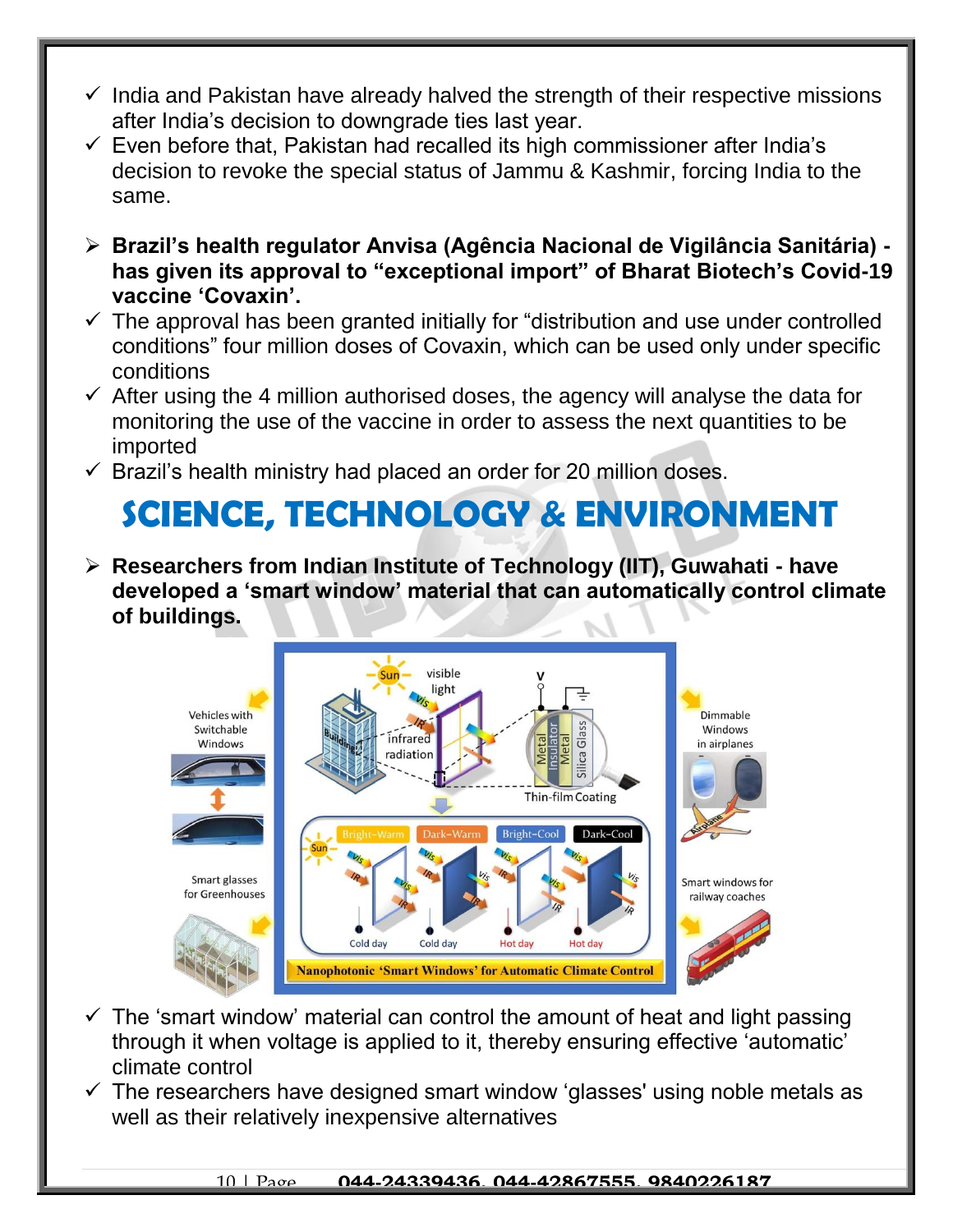- ✓ India and Pakistan have already halved the strength of their respective missions after India's decision to downgrade ties last year.
- ✓ Even before that, Pakistan had recalled its high commissioner after India's decision to revoke the special status of Jammu & Kashmir, forcing India to the same.

- ➢ **Brazil's health regulator Anvisa (Agência Nacional de Vigilância Sanitária) - has given its approval to "exceptional import" of Bharat Biotech's Covid-19 vaccine 'Covaxin'.**
- ✓ The approval has been granted initially for "distribution and use under controlled conditions" four million doses of Covaxin, which can be used only under specific conditions
- ✓ After using the 4 million authorised doses, the agency will analyse the data for monitoring the use of the vaccine in order to assess the next quantities to be imported
- ✓ Brazil's health ministry had placed an order for 20 million doses.

# SCIENCE, TECHNOLOGY & ENVIRONMENT

- ➢ **Researchers from Indian Institute of Technology (IIT), Guwahati - have developed a 'smart window' material that can automatically control climate of buildings.**

- ✓ The 'smart window' material can control the amount of heat and light passing through it when voltage is applied to it, thereby ensuring effective 'automatic' climate control
- ✓ The researchers have designed smart window 'glasses' using noble metals as well as their relatively inexpensive alternatives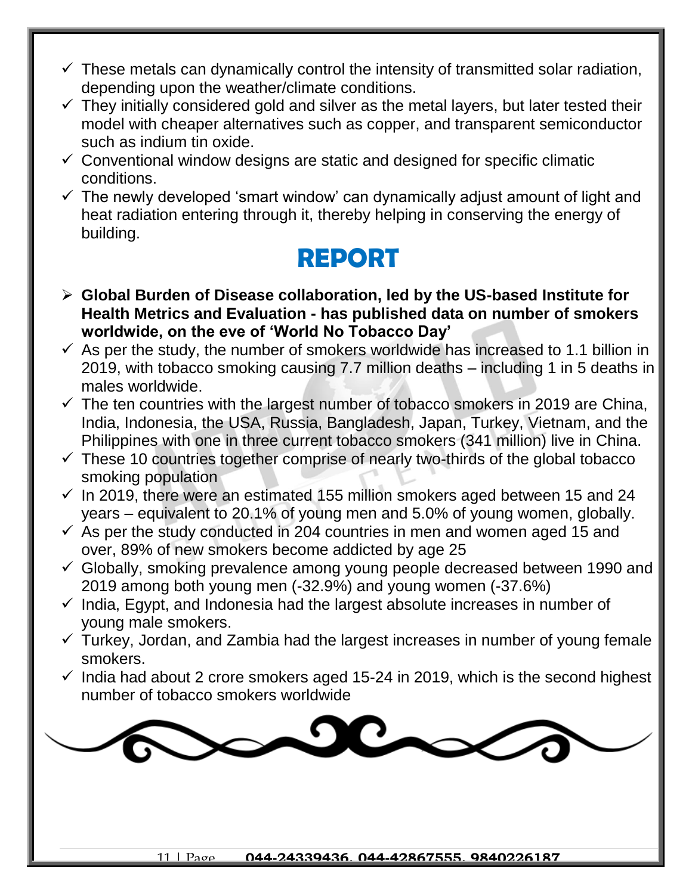- These metals can dynamically control the intensity of transmitted solar radiation, depending upon the weather/climate conditions.
- They initially considered gold and silver as the metal layers, but later tested their model with cheaper alternatives such as copper, and transparent semiconductor such as indium tin oxide.
- Conventional window designs are static and designed for specific climatic conditions.
- The newly developed 'smart window' can dynamically adjust amount of light and heat radiation entering through it, thereby helping in conserving the energy of building.

# REPORT

- **Global Burden of Disease collaboration, led by the US-based Institute for Health Metrics and Evaluation - has published data on number of smokers worldwide, on the eve of 'World No Tobacco Day'**
- As per the study, the number of smokers worldwide has increased to 1.1 billion in 2019, with tobacco smoking causing 7.7 million deaths – including 1 in 5 deaths in males worldwide.
- The ten countries with the largest number of tobacco smokers in 2019 are China, India, Indonesia, the USA, Russia, Bangladesh, Japan, Turkey, Vietnam, and the Philippines with one in three current tobacco smokers (341 million) live in China.
- These 10 countries together comprise of nearly two-thirds of the global tobacco smoking population
- In 2019, there were an estimated 155 million smokers aged between 15 and 24 years – equivalent to 20.1% of young men and 5.0% of young women, globally.
- As per the study conducted in 204 countries in men and women aged 15 and over, 89% of new smokers become addicted by age 25
- Globally, smoking prevalence among young people decreased between 1990 and 2019 among both young men (-32.9%) and young women (-37.6%)
- India, Egypt, and Indonesia had the largest absolute increases in number of young male smokers.
- Turkey, Jordan, and Zambia had the largest increases in number of young female smokers.
- India had about 2 crore smokers aged 15-24 in 2019, which is the second highest number of tobacco smokers worldwide